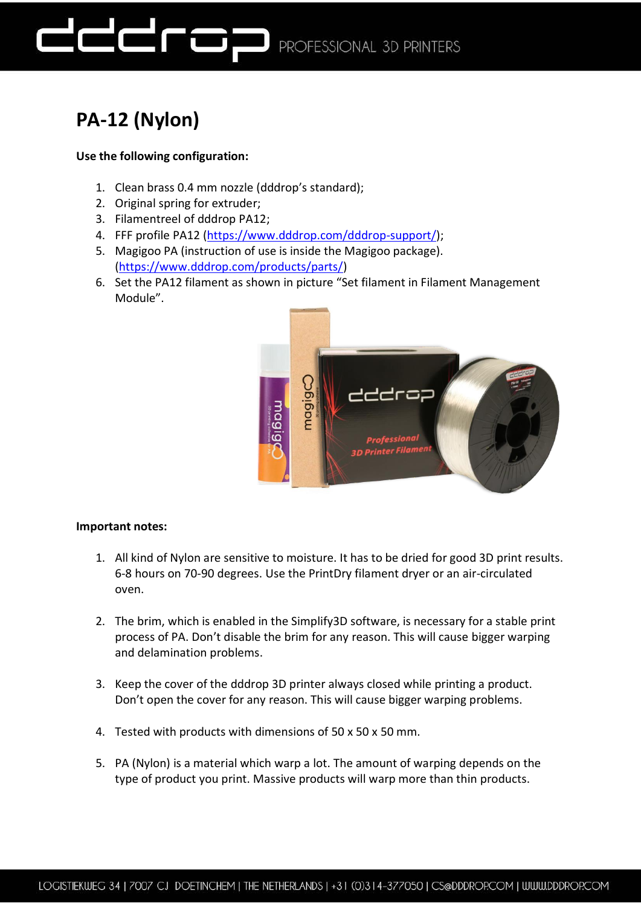# PA-12 (Nylon)

**Use the following configuration:**

1. Clean brass 0.4 mm nozzle (dddrop's standard);
2. Original spring for extruder;
3. Filamentreel of dddrop PA12;
4. FFF profile PA12 (https://www.dddrop.com/dddrop-support/);
5. Magigoo PA (instruction of use is inside the Magigoo package). (https://www.dddrop.com/products/parts/)
6. Set the PA12 filament as shown in picture "Set filament in Filament Management Module".

**Important notes:**

1. All kind of Nylon are sensitive to moisture. It has to be dried for good 3D print results. 6-8 hours on 70-90 degrees. Use the PrintDry filament dryer or an air-circulated oven.

2. The brim, which is enabled in the Simplify3D software, is necessary for a stable print process of PA. Don't disable the brim for any reason. This will cause bigger warping and delamination problems.

3. Keep the cover of the dddrop 3D printer always closed while printing a product. Don't open the cover for any reason. This will cause bigger warping problems.

4. Tested with products with dimensions of 50 x 50 x 50 mm.

5. PA (Nylon) is a material which warp a lot. The amount of warping depends on the type of product you print. Massive products will warp more than thin products.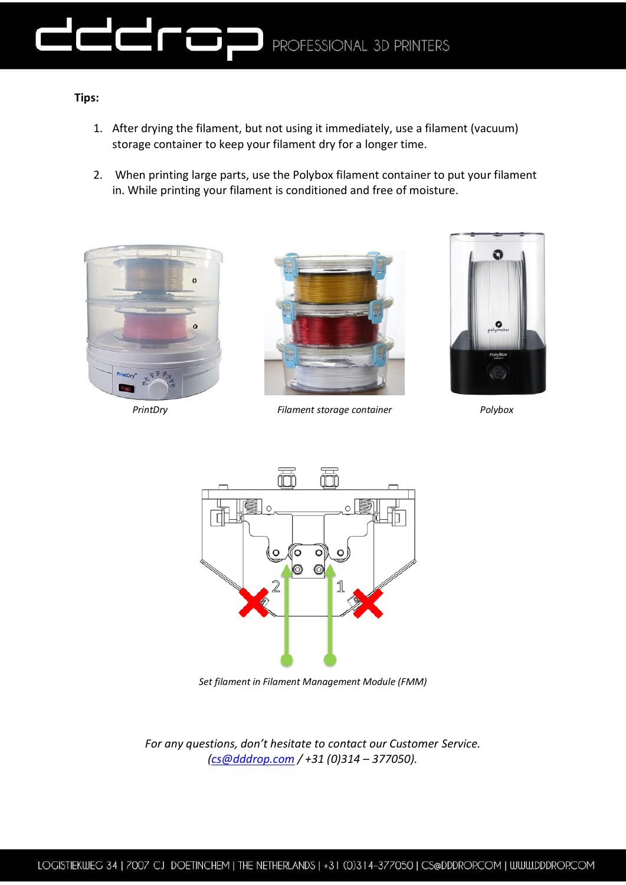**Tips:**

1. After drying the filament, but not using it immediately, use a filament (vacuum) storage container to keep your filament dry for a longer time.

2. When printing large parts, use the Polybox filament container to put your filament in. While printing your filament is conditioned and free of moisture.

*PrintDry*

*Filament storage container*

*Polybox*

2

1

*Set filament in Filament Management Module (FMM)*

*For any questions, don't hesitate to contact our Customer Service. ([cs@dddrop.com](mailto:cs@dddrop.com) / +31 (0)314 – 377050).*